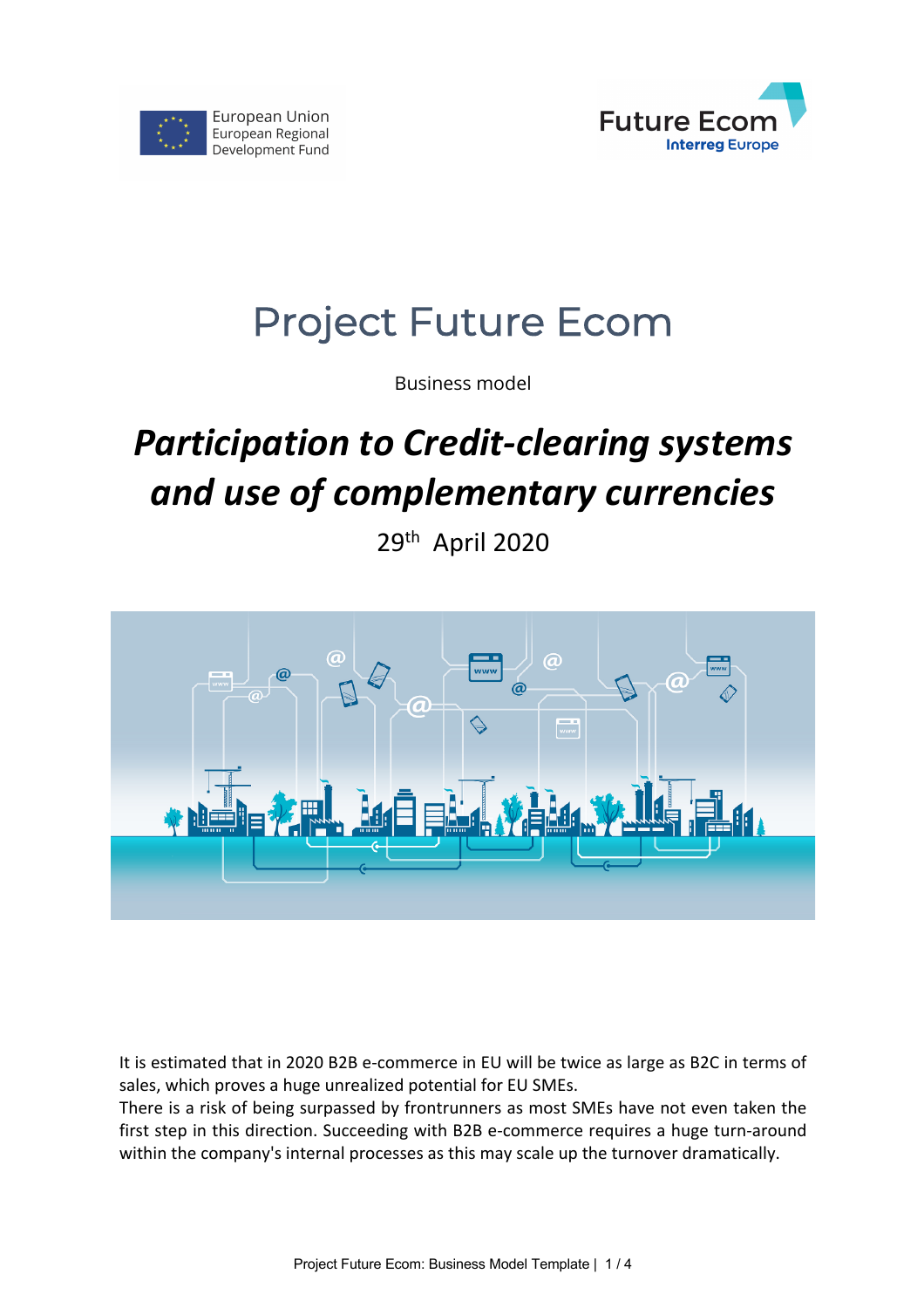European Union
European Regional
Development Fund

Future Ecom
Interreg Europe

# Project Future Ecom

Business model

## *Participation to Credit-clearing systems and use of complementary currencies*

29th April 2020

It is estimated that in 2020 B2B e-commerce in EU will be twice as large as B2C in terms of sales, which proves a huge unrealized potential for EU SMEs.
There is a risk of being surpassed by frontrunners as most SMEs have not even taken the first step in this direction. Succeeding with B2B e-commerce requires a huge turn-around within the company's internal processes as this may scale up the turnover dramatically.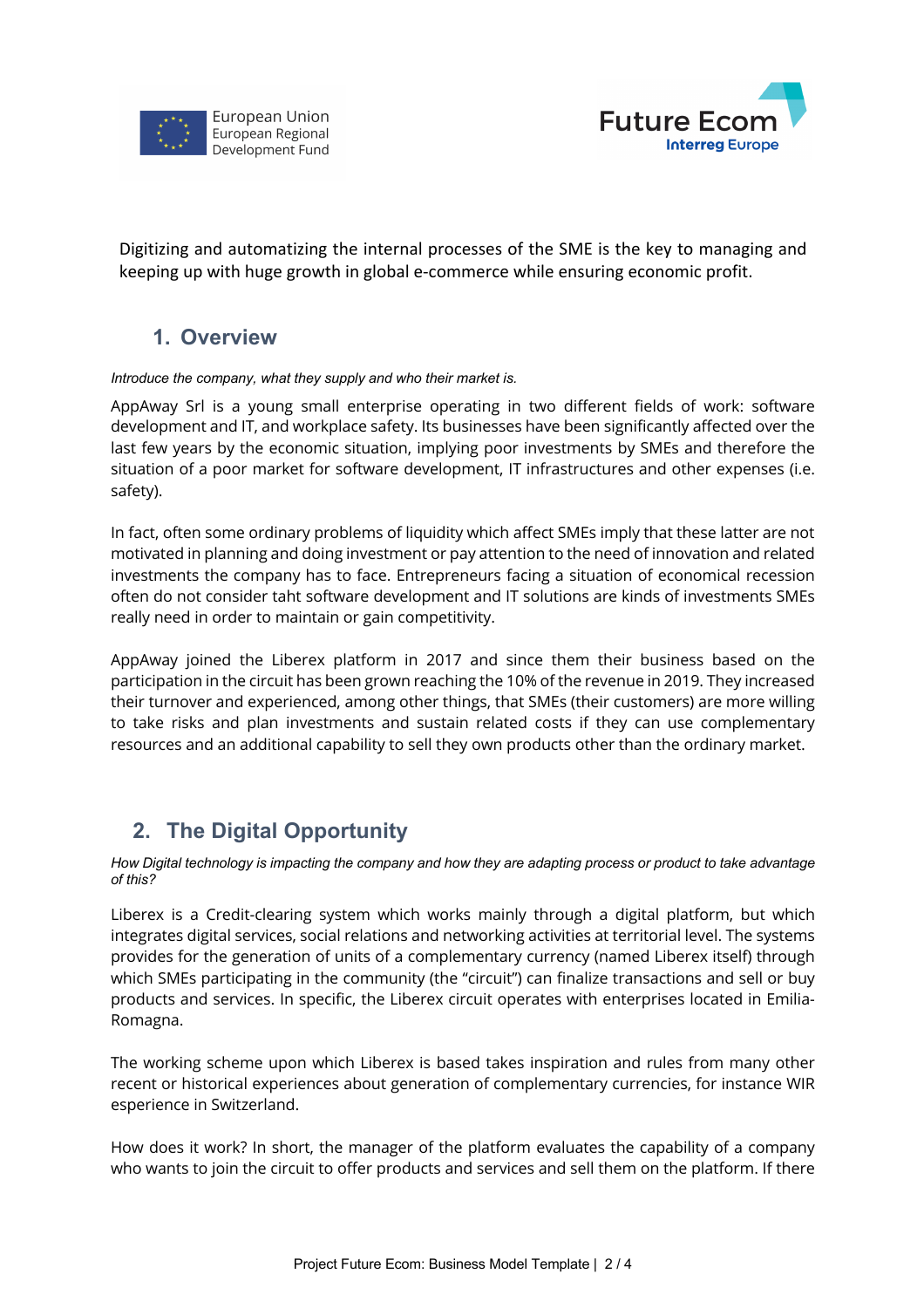Digitizing and automatizing the internal processes of the SME is the key to managing and keeping up with huge growth in global e-commerce while ensuring economic profit.

## 1. Overview

*Introduce the company, what they supply and who their market is.*

AppAway Srl is a young small enterprise operating in two different fields of work: software development and IT, and workplace safety. Its businesses have been significantly affected over the last few years by the economic situation, implying poor investments by SMEs and therefore the situation of a poor market for software development, IT infrastructures and other expenses (i.e. safety).

In fact, often some ordinary problems of liquidity which affect SMEs imply that these latter are not motivated in planning and doing investment or pay attention to the need of innovation and related investments the company has to face. Entrepreneurs facing a situation of economical recession often do not consider taht software development and IT solutions are kinds of investments SMEs really need in order to maintain or gain competitivity.

AppAway joined the Liberex platform in 2017 and since them their business based on the participation in the circuit has been grown reaching the 10% of the revenue in 2019. They increased their turnover and experienced, among other things, that SMEs (their customers) are more willing to take risks and plan investments and sustain related costs if they can use complementary resources and an additional capability to sell they own products other than the ordinary market.

## 2. The Digital Opportunity

*How Digital technology is impacting the company and how they are adapting process or product to take advantage of this?*

Liberex is a Credit-clearing system which works mainly through a digital platform, but which integrates digital services, social relations and networking activities at territorial level. The systems provides for the generation of units of a complementary currency (named Liberex itself) through which SMEs participating in the community (the "circuit") can finalize transactions and sell or buy products and services. In specific, the Liberex circuit operates with enterprises located in Emilia-Romagna.

The working scheme upon which Liberex is based takes inspiration and rules from many other recent or historical experiences about generation of complementary currencies, for instance WIR esperience in Switzerland.

How does it work? In short, the manager of the platform evaluates the capability of a company who wants to join the circuit to offer products and services and sell them on the platform. If there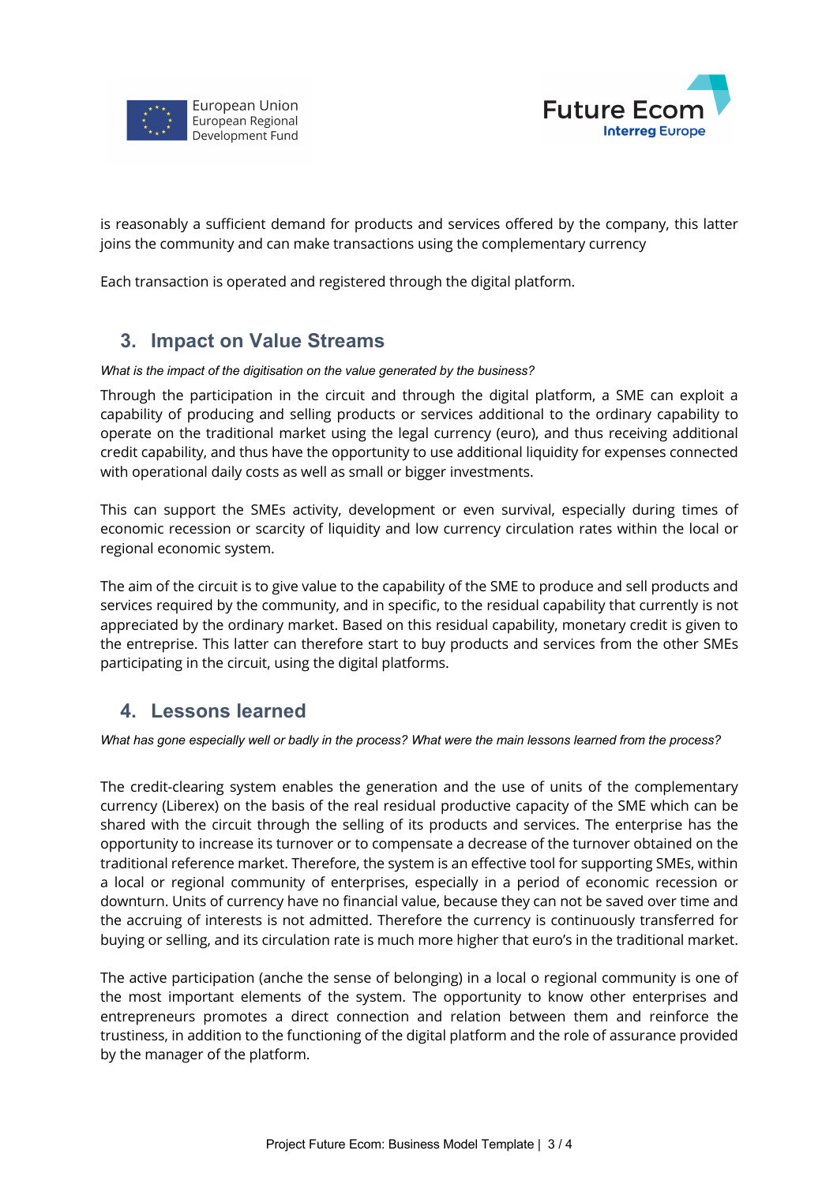is reasonably a sufficient demand for products and services offered by the company, this latter joins the community and can make transactions using the complementary currency

Each transaction is operated and registered through the digital platform.

## 3. Impact on Value Streams

*What is the impact of the digitisation on the value generated by the business?*

Through the participation in the circuit and through the digital platform, a SME can exploit a capability of producing and selling products or services additional to the ordinary capability to operate on the traditional market using the legal currency (euro), and thus receiving additional credit capability, and thus have the opportunity to use additional liquidity for expenses connected with operational daily costs as well as small or bigger investments.

This can support the SMEs activity, development or even survival, especially during times of economic recession or scarcity of liquidity and low currency circulation rates within the local or regional economic system.

The aim of the circuit is to give value to the capability of the SME to produce and sell products and services required by the community, and in specific, to the residual capability that currently is not appreciated by the ordinary market. Based on this residual capability, monetary credit is given to the entreprise. This latter can therefore start to buy products and services from the other SMEs participating in the circuit, using the digital platforms.

## 4. Lessons learned

*What has gone especially well or badly in the process? What were the main lessons learned from the process?*

The credit-clearing system enables the generation and the use of units of the complementary currency (Liberex) on the basis of the real residual productive capacity of the SME which can be shared with the circuit through the selling of its products and services. The enterprise has the opportunity to increase its turnover or to compensate a decrease of the turnover obtained on the traditional reference market. Therefore, the system is an effective tool for supporting SMEs, within a local or regional community of enterprises, especially in a period of economic recession or downturn. Units of currency have no financial value, because they can not be saved over time and the accruing of interests is not admitted. Therefore the currency is continuously transferred for buying or selling, and its circulation rate is much more higher that euro's in the traditional market.

The active participation (anche the sense of belonging) in a local o regional community is one of the most important elements of the system. The opportunity to know other enterprises and entrepreneurs promotes a direct connection and relation between them and reinforce the trustiness, in addition to the functioning of the digital platform and the role of assurance provided by the manager of the platform.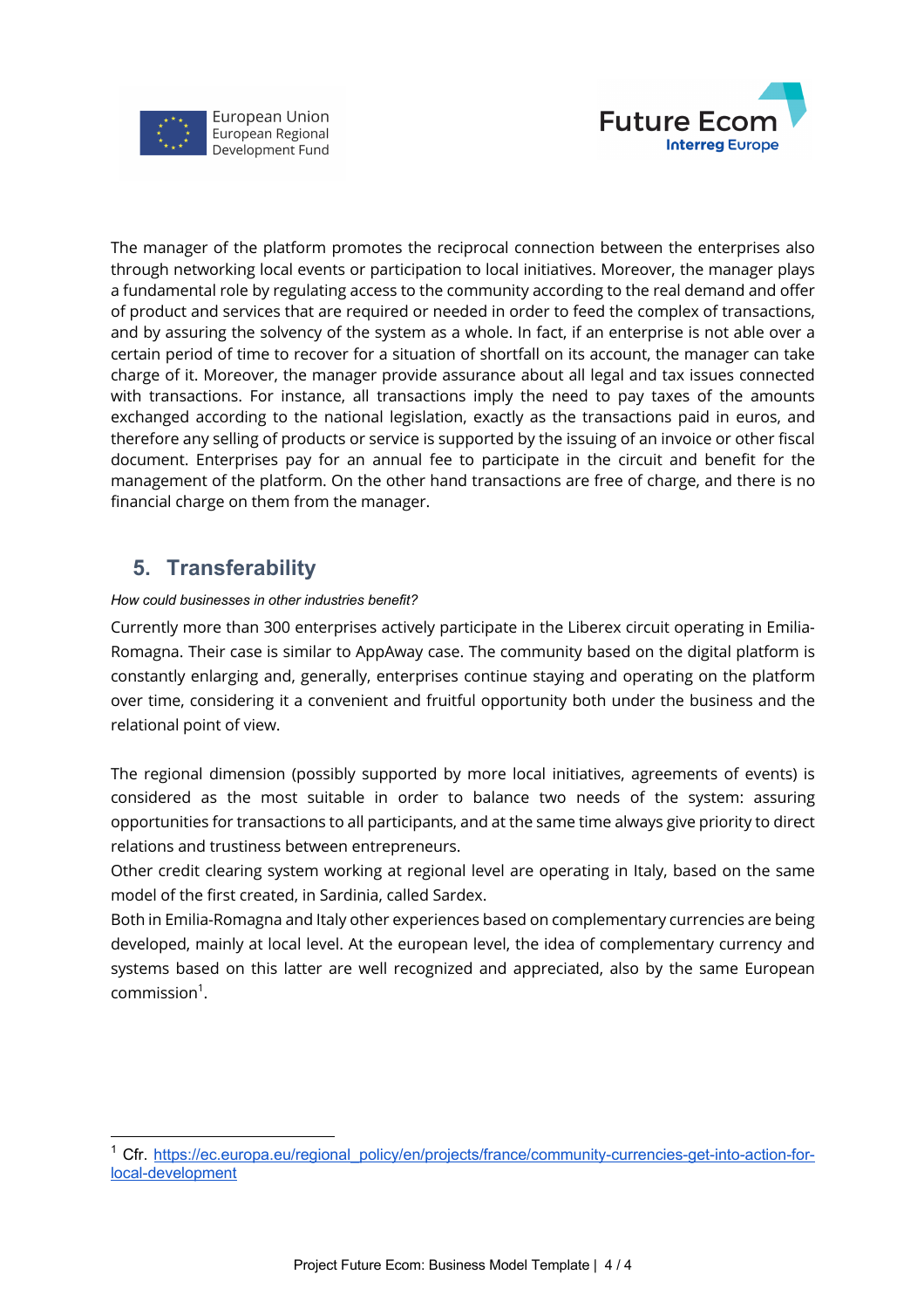The manager of the platform promotes the reciprocal connection between the enterprises also through networking local events or participation to local initiatives. Moreover, the manager plays a fundamental role by regulating access to the community according to the real demand and offer of product and services that are required or needed in order to feed the complex of transactions, and by assuring the solvency of the system as a whole. In fact, if an enterprise is not able over a certain period of time to recover for a situation of shortfall on its account, the manager can take charge of it. Moreover, the manager provide assurance about all legal and tax issues connected with transactions. For instance, all transactions imply the need to pay taxes of the amounts exchanged according to the national legislation, exactly as the transactions paid in euros, and therefore any selling of products or service is supported by the issuing of an invoice or other fiscal document. Enterprises pay for an annual fee to participate in the circuit and benefit for the management of the platform. On the other hand transactions are free of charge, and there is no financial charge on them from the manager.

## 5. Transferability

*How could businesses in other industries benefit?*

Currently more than 300 enterprises actively participate in the Liberex circuit operating in Emilia-Romagna. Their case is similar to AppAway case. The community based on the digital platform is constantly enlarging and, generally, enterprises continue staying and operating on the platform over time, considering it a convenient and fruitful opportunity both under the business and the relational point of view.

The regional dimension (possibly supported by more local initiatives, agreements of events) is considered as the most suitable in order to balance two needs of the system: assuring opportunities for transactions to all participants, and at the same time always give priority to direct relations and trustiness between entrepreneurs.

Other credit clearing system working at regional level are operating in Italy, based on the same model of the first created, in Sardinia, called Sardex.

Both in Emilia-Romagna and Italy other experiences based on complementary currencies are being developed, mainly at local level. At the european level, the idea of complementary currency and systems based on this latter are well recognized and appreciated, also by the same European commission[1].

---

[1] Cfr. https://ec.europa.eu/regional_policy/en/projects/france/community-currencies-get-into-action-for-local-development